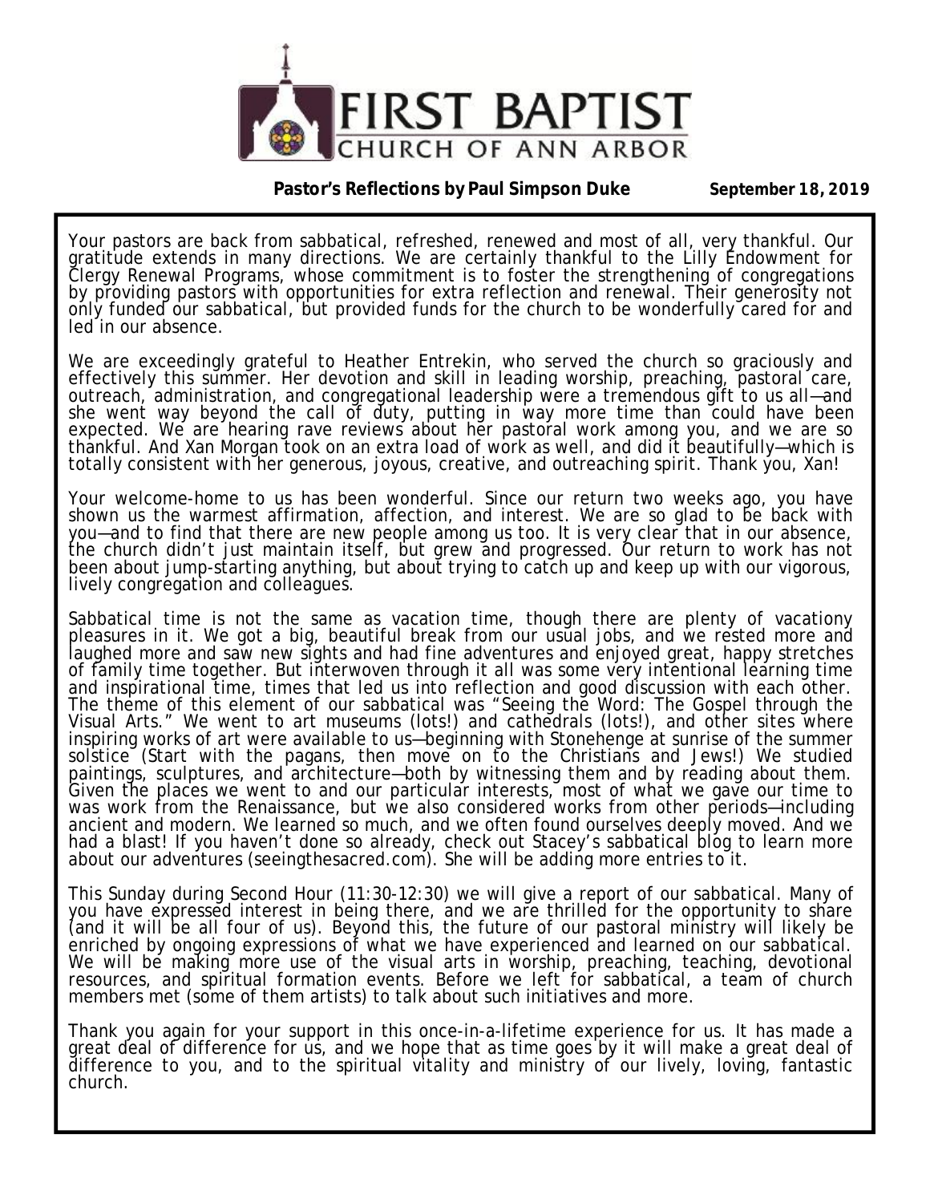# FIRST BAPTIST CHURCH OF ANN ARBOR

**Pastor's Reflections by Paul Simpson Duke** **September 18, 2019**

Your pastors are back from sabbatical, refreshed, renewed and most of all, very thankful. Our gratitude extends in many directions. We are certainly thankful to the Lilly Endowment for Clergy Renewal Programs, whose commitment is to foster the strengthening of congregations by providing pastors with opportunities for extra reflection and renewal. Their generosity not only funded our sabbatical, but provided funds for the church to be wonderfully cared for and led in our absence.

We are exceedingly grateful to Heather Entrekin, who served the church so graciously and effectively this summer. Her devotion and skill in leading worship, preaching, pastoral care, outreach, administration, and congregational leadership were a tremendous gift to us all—and she went way beyond the call of duty, putting in way more time than could have been expected. We are hearing rave reviews about her pastoral work among you, and we are so thankful. And Xan Morgan took on an extra load of work as well, and did it beautifully—which is totally consistent with her generous, joyous, creative, and outreaching spirit. Thank you, Xan!

Your welcome-home to us has been wonderful. Since our return two weeks ago, you have shown us the warmest affirmation, affection, and interest. We are so glad to be back with you—and to find that there are new people among us too. It is very clear that in our absence, the church didn't just maintain itself, but grew and progressed. Our return to work has not been about jump-starting anything, but about trying to catch up and keep up with our vigorous, lively congregation and colleagues.

Sabbatical time is not the same as vacation time, though there are plenty of vacationy pleasures in it. We got a big, beautiful break from our usual jobs, and we rested more and laughed more and saw new sights and had fine adventures and enjoyed great, happy stretches of family time together. But interwoven through it all was some very intentional learning time and inspirational time, times that led us into reflection and good discussion with each other. The theme of this element of our sabbatical was "Seeing the Word: The Gospel through the Visual Arts." We went to art museums (lots!) and cathedrals (lots!), and other sites where inspiring works of art were available to us—beginning with Stonehenge at sunrise of the summer solstice (Start with the pagans, then move on to the Christians and Jews!) We studied paintings, sculptures, and architecture—both by witnessing them and by reading about them. Given the places we went to and our particular interests, most of what we gave our time to was work from the Renaissance, but we also considered works from other periods—including ancient and modern. We learned so much, and we often found ourselves deeply moved. And we had a blast! If you haven't done so already, check out Stacey's sabbatical blog to learn more about our adventures (seeingthesacred.com). She will be adding more entries to it.

This Sunday during Second Hour (11:30-12:30) we will give a report of our sabbatical. Many of you have expressed interest in being there, and we are thrilled for the opportunity to share (and it will be all four of us). Beyond this, the future of our pastoral ministry will likely be enriched by ongoing expressions of what we have experienced and learned on our sabbatical. We will be making more use of the visual arts in worship, preaching, teaching, devotional resources, and spiritual formation events. Before we left for sabbatical, a team of church members met (some of them artists) to talk about such initiatives and more.

Thank you again for your support in this once-in-a-lifetime experience for us. It has made a great deal of difference for us, and we hope that as time goes by it will make a great deal of difference to you, and to the spiritual vitality and ministry of our lively, loving, fantastic church.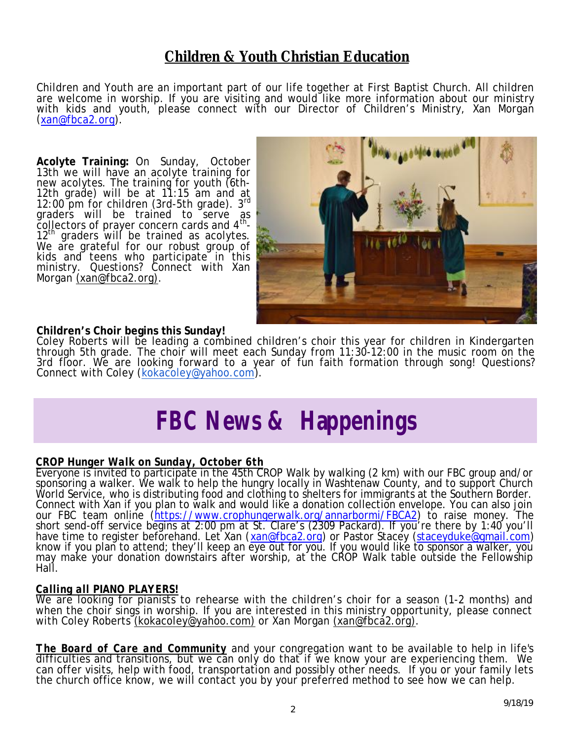## Children & Youth Christian Education

Children and Youth are an important part of our life together at First Baptist Church. All children are welcome in worship. If you are visiting and would like more information about our ministry with kids and youth, please connect with our Director of Children's Ministry, Xan Morgan (xan@fbca2.org).

**Acolyte Training:** On Sunday, October 13th we will have an acolyte training for new acolytes. The training for youth (6th-12th grade) will be at 11:15 am and at 12:00 pm for children (3rd-5th grade). 3rd graders will be trained to serve as collectors of prayer concern cards and 4th-12th graders will be trained as acolytes. We are grateful for our robust group of kids and teens who participate in this ministry. Questions? Connect with Xan Morgan (xan@fbca2.org).

**Children's Choir begins this Sunday!**
Coley Roberts will be leading a combined children's choir this year for children in Kindergarten through 5th grade. The choir will meet each Sunday from 11:30-12:00 in the music room on the 3rd floor. We are looking forward to a year of fun faith formation through song! Questions? Connect with Coley (kokacoley@yahoo.com).

# FBC News & Happenings

***CROP Hunger Walk on Sunday, October 6th***
Everyone is invited to participate in the 45th CROP Walk by walking (2 km) with our FBC group and/or sponsoring a walker. We walk to help the hungry locally in Washtenaw County, and to support Church World Service, who is distributing food and clothing to shelters for immigrants at the Southern Border. Connect with Xan if you plan to walk and would like a donation collection envelope. You can also join our FBC team online (https://www.crophungerwalk.org/annarbormi/FBCA2) to raise money. The short send-off service begins at 2:00 pm at St. Clare's (2309 Packard). If you're there by 1:40 you'll have time to register beforehand. Let Xan (xan@fbca2.org) or Pastor Stacey (staceyduke@gmail.com) know if you plan to attend; they'll keep an eye out for you. If you would like to sponsor a walker, you may make your donation downstairs after worship, at the CROP Walk table outside the Fellowship Hall.

***Calling all PIANO PLAYERS!***
We are looking for pianists to rehearse with the children's choir for a season (1-2 months) and when the choir sings in worship. If you are interested in this ministry opportunity, please connect with Coley Roberts (kokacoley@yahoo.com) or Xan Morgan (xan@fbca2.org).

***The Board of Care and Community*** and your congregation want to be available to help in life's difficulties and transitions, but we can only do that if we know your are experiencing them. We can offer visits, help with food, transportation and possibly other needs. If you or your family lets the church office know, we will contact you by your preferred method to see how we can help.

9/18/19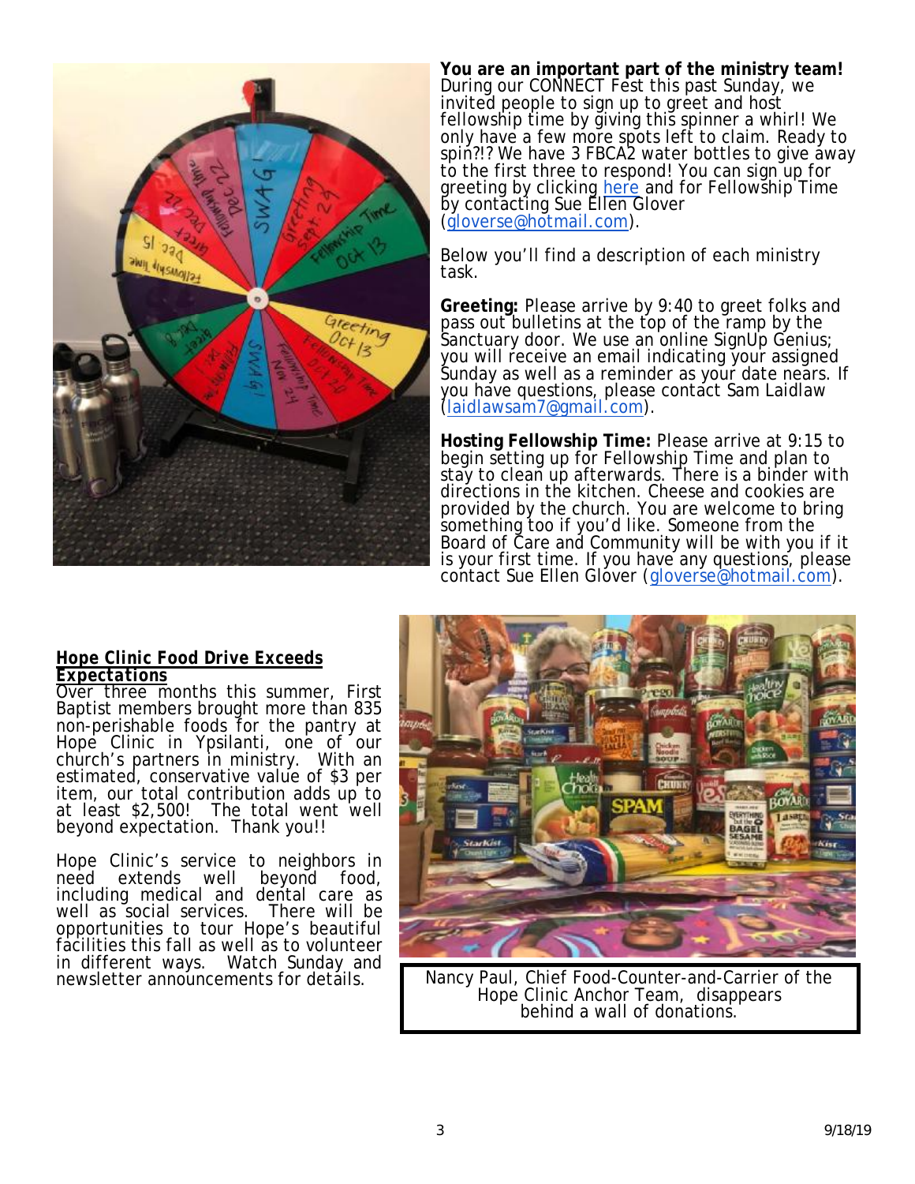**You are an important part of the ministry team!** During our CONNECT Fest this past Sunday, we invited people to sign up to greet and host fellowship time by giving this spinner a whirl! We only have a few more spots left to claim. Ready to spin?!? We have 3 FBCA2 water bottles to give away to the first three to respond! You can sign up for greeting by clicking here and for Fellowship Time by contacting Sue Ellen Glover (gloverse@hotmail.com).

Below you'll find a description of each ministry task.

**Greeting:** Please arrive by 9:40 to greet folks and pass out bulletins at the top of the ramp by the Sanctuary door. We use an online SignUp Genius; you will receive an email indicating your assigned Sunday as well as a reminder as your date nears. If you have questions, please contact Sam Laidlaw (laidlawsam7@gmail.com).

**Hosting Fellowship Time:** Please arrive at 9:15 to begin setting up for Fellowship Time and plan to stay to clean up afterwards. There is a binder with directions in the kitchen. Cheese and cookies are provided by the church. You are welcome to bring something too if you'd like. Someone from the Board of Care and Community will be with you if it is your first time. If you have any questions, please contact Sue Ellen Glover (gloverse@hotmail.com).

## Hope Clinic Food Drive Exceeds Expectations

Over three months this summer, First Baptist members brought more than 835 non-perishable foods for the pantry at Hope Clinic in Ypsilanti, one of our church's partners in ministry. With an estimated, conservative value of $3 per item, our total contribution adds up to at least $2,500! The total went well beyond expectation. Thank you!!

Hope Clinic's service to neighbors in need extends well beyond food, including medical and dental care as well as social services. There will be opportunities to tour Hope's beautiful facilities this fall as well as to volunteer in different ways. Watch Sunday and newsletter announcements for details.

Nancy Paul, Chief Food-Counter-and-Carrier of the Hope Clinic Anchor Team, disappears behind a wall of donations.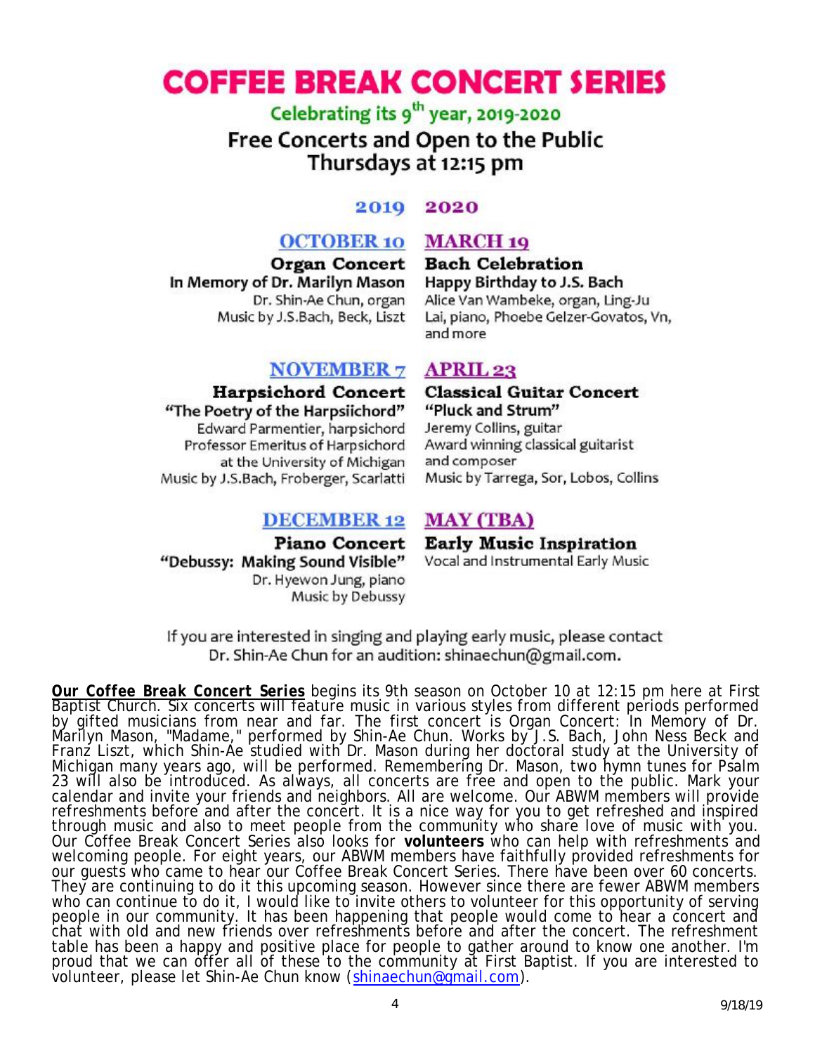# COFFEE BREAK CONCERT SERIES

## Celebrating its 9th year, 2019-2020

## Free Concerts and Open to the Public
## Thursdays at 12:15 pm

### 2019

**OCTOBER 10**

**Organ Concert**
In Memory of Dr. Marilyn Mason
Dr. Shin-Ae Chun, organ
Music by J.S.Bach, Beck, Liszt

**NOVEMBER 7**

**Harpsichord Concert**
"The Poetry of the Harpsiichord"
Edward Parmentier, harpsichord
Professor Emeritus of Harpsichord at the University of Michigan
Music by J.S.Bach, Froberger, Scarlatti

**DECEMBER 12**

**Piano Concert**
"Debussy: Making Sound Visible"
Dr. Hyewon Jung, piano
Music by Debussy

### 2020

**MARCH 19**

**Bach Celebration**
Happy Birthday to J.S. Bach
Alice Van Wambeke, organ, Ling-Ju Lai, piano, Phoebe Gelzer-Govatos, Vn, and more

**APRIL 23**

**Classical Guitar Concert**
"Pluck and Strum"
Jeremy Collins, guitar
Award winning classical guitarist and composer
Music by Tarrega, Sor, Lobos, Collins

**MAY (TBA)**

**Early Music Inspiration**
Vocal and Instrumental Early Music

If you are interested in singing and playing early music, please contact Dr. Shin-Ae Chun for an audition: shinaechun@gmail.com.

**Our Coffee Break Concert Series** begins its 9th season on October 10 at 12:15 pm here at First Baptist Church. Six concerts will feature music in various styles from different periods performed by gifted musicians from near and far. The first concert is Organ Concert: In Memory of Dr. Marilyn Mason, "Madame," performed by Shin-Ae Chun. Works by J.S. Bach, John Ness Beck and Franz Liszt, which Shin-Ae studied with Dr. Mason during her doctoral study at the University of Michigan many years ago, will be performed. Remembering Dr. Mason, two hymn tunes for Psalm 23 will also be introduced. As always, all concerts are free and open to the public. Mark your calendar and invite your friends and neighbors. All are welcome. Our ABWM members will provide refreshments before and after the concert. It is a nice way for you to get refreshed and inspired through music and also to meet people from the community who share love of music with you. Our Coffee Break Concert Series also looks for **volunteers** who can help with refreshments and welcoming people. For eight years, our ABWM members have faithfully provided refreshments for our guests who came to hear our Coffee Break Concert Series. There have been over 60 concerts. They are continuing to do it this upcoming season. However since there are fewer ABWM members who can continue to do it, I would like to invite others to volunteer for this opportunity of serving people in our community. It has been happening that people would come to hear a concert and chat with old and new friends over refreshments before and after the concert. The refreshment table has been a happy and positive place for people to gather around to know one another. I'm proud that we can offer all of these to the community at First Baptist. If you are interested to volunteer, please let Shin-Ae Chun know (shinaechun@gmail.com).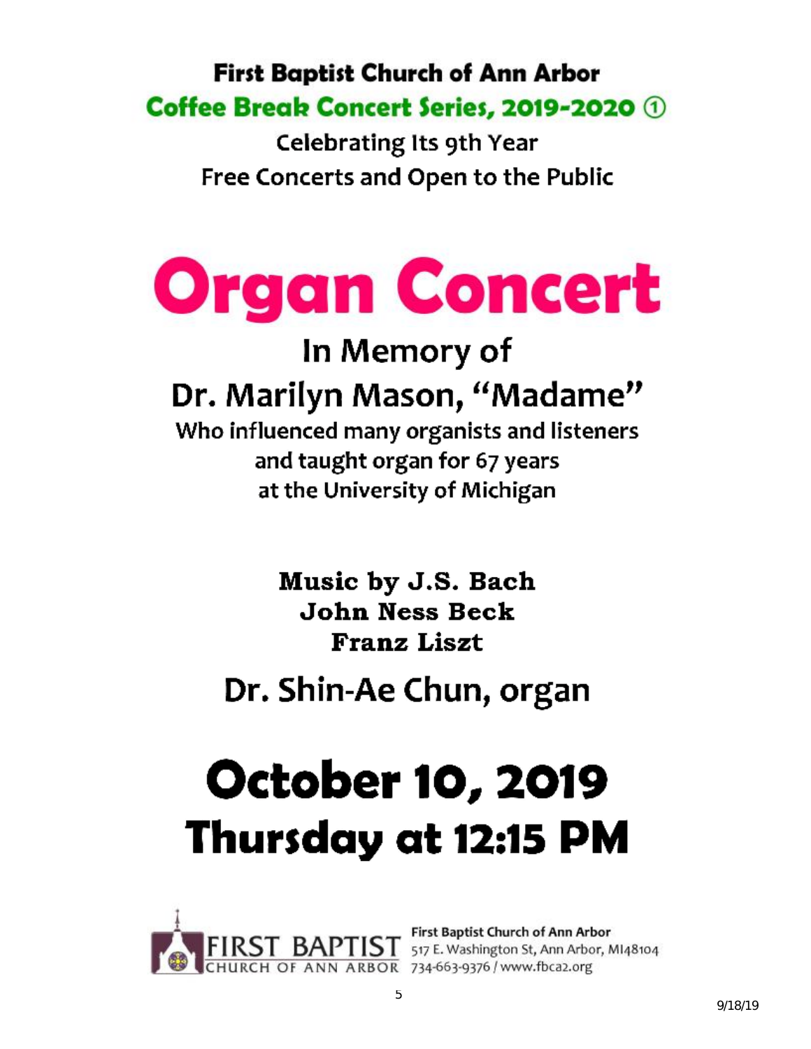**First Baptist Church of Ann Arbor**

**Coffee Break Concert Series, 2019-2020 ①**

Celebrating Its 9th Year

Free Concerts and Open to the Public

# Organ Concert

## In Memory of

## Dr. Marilyn Mason, "Madame"

Who influenced many organists and listeners
and taught organ for 67 years
at the University of Michigan

**Music by J.S. Bach**
**John Ness Beck**
**Franz Liszt**

## Dr. Shin-Ae Chun, organ

# October 10, 2019
# Thursday at 12:15 PM

FIRST BAPTIST
CHURCH OF ANN ARBOR

First Baptist Church of Ann Arbor
517 E. Washington St, Ann Arbor, MI48104
734-663-9376 / www.fbca2.org

9/18/19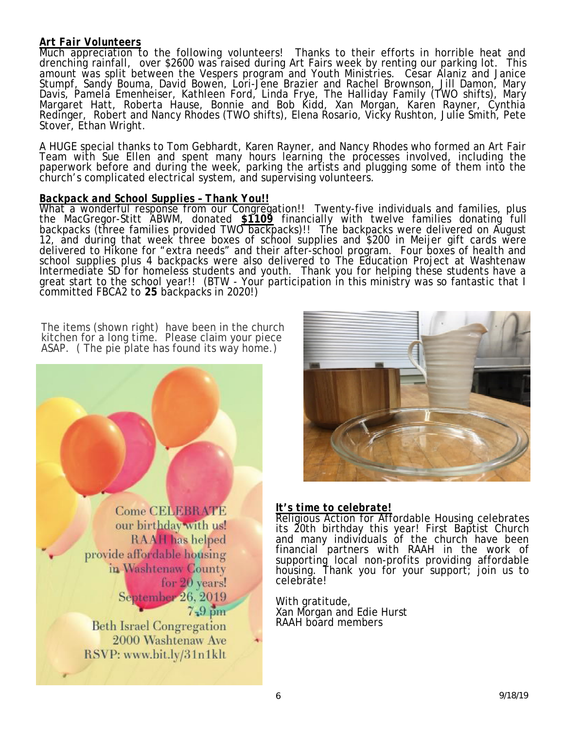## *Art Fair Volunteers*

Much appreciation to the following volunteers! Thanks to their efforts in horrible heat and drenching rainfall, over $2600 was raised during Art Fairs week by renting our parking lot. This amount was split between the Vespers program and Youth Ministries. Cesar Alaniz and Janice Stumpf, Sandy Bouma, David Bowen, Lori-Jene Brazier and Rachel Brownson, Jill Damon, Mary Davis, Pamela Emenheiser, Kathleen Ford, Linda Frye, The Halliday Family (TWO shifts), Mary Margaret Hatt, Roberta Hause, Bonnie and Bob Kidd, Xan Morgan, Karen Rayner, Cynthia Redinger, Robert and Nancy Rhodes (TWO shifts), Elena Rosario, Vicky Rushton, Julie Smith, Pete Stover, Ethan Wright.

A HUGE special thanks to Tom Gebhardt, Karen Rayner, and Nancy Rhodes who formed an Art Fair Team with Sue Ellen and spent many hours learning the processes involved, including the paperwork before and during the week, parking the artists and plugging some of them into the church's complicated electrical system, and supervising volunteers.

## *Backpack and School Supplies – Thank You!!*

What a wonderful response from our Congregation!! Twenty-five individuals and families, plus the MacGregor-Stitt ABWM, donated **$1109** financially with twelve families donating full backpacks (three families provided TWO backpacks)!! The backpacks were delivered on August 12, and during that week three boxes of school supplies and $200 in Meijer gift cards were delivered to Hikone for "extra needs" and their after-school program. Four boxes of health and school supplies plus 4 backpacks were also delivered to The Education Project at Washtenaw Intermediate SD for homeless students and youth. Thank you for helping these students have a great start to the school year!! (BTW - Your participation in this ministry was so fantastic that I committed FBCA2 to **25** backpacks in 2020!)

The items (shown right) have been in the church kitchen for a long time. Please claim your piece ASAP. ( The pie plate has found its way home.)

Come CELEBRATE our birthday with us! RAAH has helped provide affordable housing in Washtenaw County for 20 years!
September 26, 2019
7-9 pm
Beth Israel Congregation
2000 Washtenaw Ave
RSVP: www.bit.ly/31n1klt

## *It's time to celebrate!*

Religious Action for Affordable Housing celebrates its 20th birthday this year! First Baptist Church and many individuals of the church have been financial partners with RAAH in the work of supporting local non-profits providing affordable housing. Thank you for your support; join us to celebrate!

With gratitude,
Xan Morgan and Edie Hurst
RAAH board members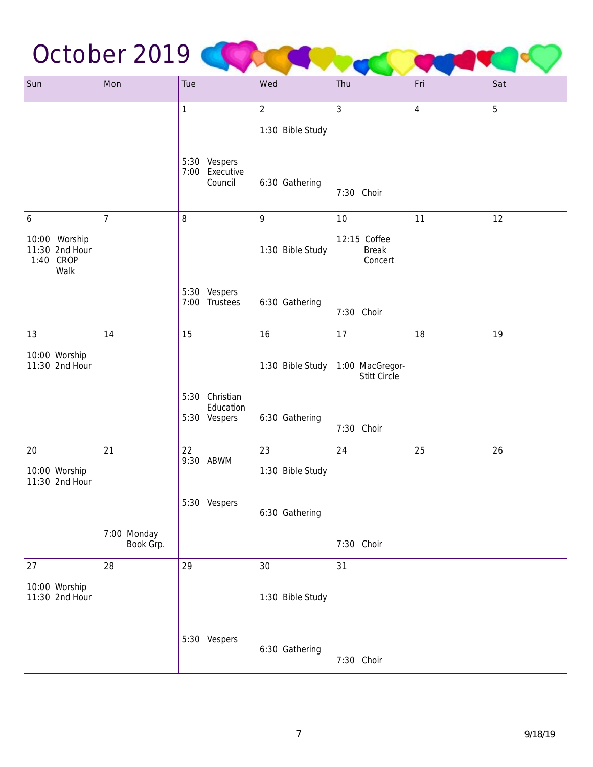# October 2019

| Sun | Mon | Tue | Wed | Thu | Fri | Sat |
|---|---|---|---|---|---|---|
| | | 1<br><br>5:30 Vespers<br>7:00 Executive Council | 2<br>1:30 Bible Study<br><br>6:30 Gathering | 3<br><br>7:30 Choir | 4 | 5 |
| 6<br>10:00 Worship<br>11:30 2nd Hour<br>1:40 CROP Walk | 7 | 8<br><br>5:30 Vespers<br>7:00 Trustees | 9<br>1:30 Bible Study<br><br>6:30 Gathering | 10<br>12:15 Coffee Break Concert<br><br>7:30 Choir | 11 | 12 |
| 13<br>10:00 Worship<br>11:30 2nd Hour | 14 | 15<br><br>5:30 Christian Education<br>5:30 Vespers | 16<br>1:30 Bible Study<br><br>6:30 Gathering | 17<br>1:00 MacGregor-Stitt Circle<br><br>7:30 Choir | 18 | 19 |
| 20<br>10:00 Worship<br>11:30 2nd Hour | 21<br><br>7:00 Monday Book Grp. | 22<br>9:30 ABWM<br><br>5:30 Vespers | 23<br>1:30 Bible Study<br><br>6:30 Gathering | 24<br><br>7:30 Choir | 25 | 26 |
| 27<br>10:00 Worship<br>11:30 2nd Hour | 28 | 29<br><br>5:30 Vespers | 30<br>1:30 Bible Study<br><br>6:30 Gathering | 31<br><br>7:30 Choir | | |

9/18/19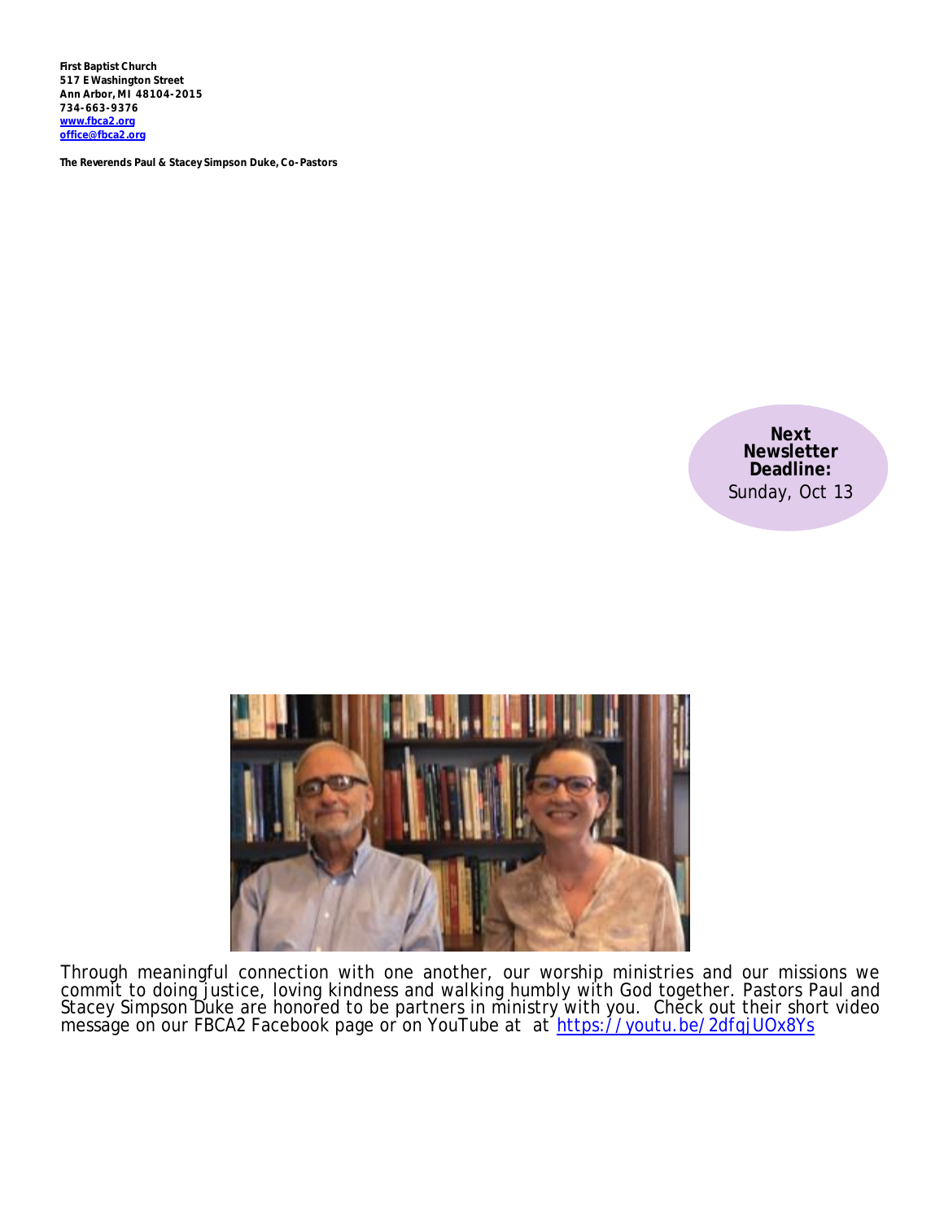**First Baptist Church**
**517 E Washington Street**
**Ann Arbor, MI 48104-2015**
**734-663-9376**
**[www.fbca2.org](http://www.fbca2.org)**
**[office@fbca2.org](mailto:office@fbca2.org)**

**The Reverends Paul & Stacey Simpson Duke, Co-Pastors**

**Next Newsletter Deadline:**
Sunday, Oct 13

Through meaningful connection with one another, our worship ministries and our missions we commit to doing justice, loving kindness and walking humbly with God together. Pastors Paul and Stacey Simpson Duke are honored to be partners in ministry with you. Check out their short video message on our FBCA2 Facebook page or on YouTube at at [https://youtu.be/2dfqjUOx8Ys](https://youtu.be/2dfqjUOx8Ys)